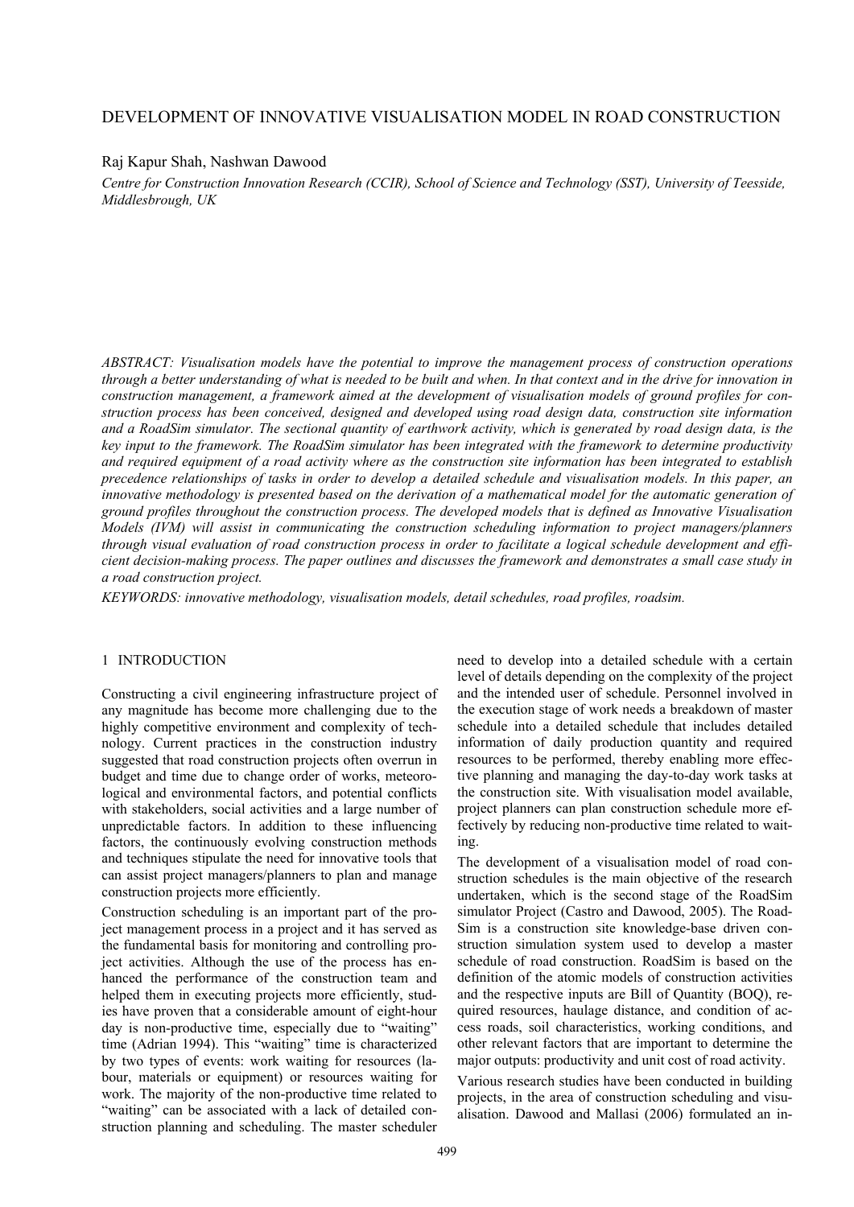# DEVELOPMENT OF INNOVATIVE VISUALISATION MODEL IN ROAD CONSTRUCTION

Raj Kapur Shah, Nashwan Dawood

*Centre for Construction Innovation Research (CCIR), School of Science and Technology (SST), University of Teesside, Middlesbrough, UK*

*ABSTRACT: Visualisation models have the potential to improve the management process of construction operations through a better understanding of what is needed to be built and when. In that context and in the drive for innovation in construction management, a framework aimed at the development of visualisation models of ground profiles for construction process has been conceived, designed and developed using road design data, construction site information and a RoadSim simulator. The sectional quantity of earthwork activity, which is generated by road design data, is the key input to the framework. The RoadSim simulator has been integrated with the framework to determine productivity and required equipment of a road activity where as the construction site information has been integrated to establish precedence relationships of tasks in order to develop a detailed schedule and visualisation models. In this paper, an innovative methodology is presented based on the derivation of a mathematical model for the automatic generation of ground profiles throughout the construction process. The developed models that is defined as Innovative Visualisation Models (IVM) will assist in communicating the construction scheduling information to project managers/planners through visual evaluation of road construction process in order to facilitate a logical schedule development and efficient decision-making process. The paper outlines and discusses the framework and demonstrates a small case study in a road construction project.*

*KEYWORDS: innovative methodology, visualisation models, detail schedules, road profiles, roadsim.*

## 1 INTRODUCTION

Constructing a civil engineering infrastructure project of any magnitude has become more challenging due to the highly competitive environment and complexity of technology. Current practices in the construction industry suggested that road construction projects often overrun in budget and time due to change order of works, meteorological and environmental factors, and potential conflicts with stakeholders, social activities and a large number of unpredictable factors. In addition to these influencing factors, the continuously evolving construction methods and techniques stipulate the need for innovative tools that can assist project managers/planners to plan and manage construction projects more efficiently.

Construction scheduling is an important part of the project management process in a project and it has served as the fundamental basis for monitoring and controlling project activities. Although the use of the process has enhanced the performance of the construction team and helped them in executing projects more efficiently, studies have proven that a considerable amount of eight-hour day is non-productive time, especially due to "waiting" time (Adrian 1994). This "waiting" time is characterized by two types of events: work waiting for resources (labour, materials or equipment) or resources waiting for work. The majority of the non-productive time related to "waiting" can be associated with a lack of detailed construction planning and scheduling. The master scheduler need to develop into a detailed schedule with a certain level of details depending on the complexity of the project and the intended user of schedule. Personnel involved in the execution stage of work needs a breakdown of master schedule into a detailed schedule that includes detailed information of daily production quantity and required resources to be performed, thereby enabling more effective planning and managing the day-to-day work tasks at the construction site. With visualisation model available, project planners can plan construction schedule more effectively by reducing non-productive time related to waiting.

The development of a visualisation model of road construction schedules is the main objective of the research undertaken, which is the second stage of the RoadSim simulator Project (Castro and Dawood, 2005). The RoadSim is a construction site knowledge-base driven construction simulation system used to develop a master schedule of road construction. RoadSim is based on the definition of the atomic models of construction activities and the respective inputs are Bill of Quantity (BOQ), required resources, haulage distance, and condition of access roads, soil characteristics, working conditions, and other relevant factors that are important to determine the major outputs: productivity and unit cost of road activity.

Various research studies have been conducted in building projects, in the area of construction scheduling and visualisation. Dawood and Mallasi (2006) formulated an in-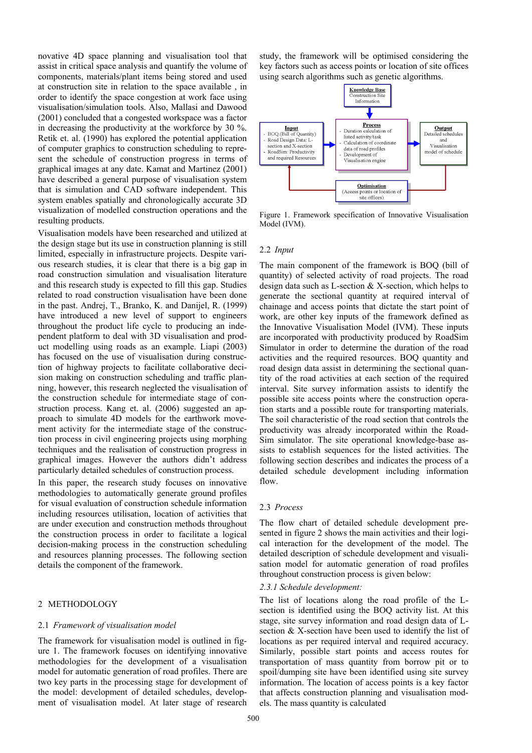novative 4D space planning and visualisation tool that assist in critical space analysis and quantify the volume of components, materials/plant items being stored and used at construction site in relation to the space available , in order to identify the space congestion at work face using visualisation/simulation tools. Also, Mallasi and Dawood (2001) concluded that a congested workspace was a factor in decreasing the productivity at the workforce by 30 %. Retik et. al. (1990) has explored the potential application of computer graphics to construction scheduling to represent the schedule of construction progress in terms of graphical images at any date. Kamat and Martinez (2001) have described a general purpose of visualisation system that is simulation and CAD software independent. This system enables spatially and chronologically accurate 3D visualization of modelled construction operations and the resulting products.

Visualisation models have been researched and utilized at the design stage but its use in construction planning is still limited, especially in infrastructure projects. Despite various research studies, it is clear that there is a big gap in road construction simulation and visualisation literature and this research study is expected to fill this gap. Studies related to road construction visualisation have been done in the past. Andrej, T., Branko, K. and Danijel, R. (1999) have introduced a new level of support to engineers throughout the product life cycle to producing an independent platform to deal with 3D visualisation and product modelling using roads as an example. Liapi (2003) has focused on the use of visualisation during construction of highway projects to facilitate collaborative decision making on construction scheduling and traffic planning, however, this research neglected the visualisation of the construction schedule for intermediate stage of construction process. Kang et. al. (2006) suggested an approach to simulate 4D models for the earthwork movement activity for the intermediate stage of the construction process in civil engineering projects using morphing techniques and the realisation of construction progress in graphical images. However the authors didn't address particularly detailed schedules of construction process.

In this paper, the research study focuses on innovative methodologies to automatically generate ground profiles for visual evaluation of construction schedule information including resources utilisation, location of activities that are under execution and construction methods throughout the construction process in order to facilitate a logical decision-making process in the construction scheduling and resources planning processes. The following section details the component of the framework.

## 2 METHODOLOGY

### 2.1 *Framework of visualisation model*

The framework for visualisation model is outlined in figure 1. The framework focuses on identifying innovative methodologies for the development of a visualisation model for automatic generation of road profiles. There are two key parts in the processing stage for development of the model: development of detailed schedules, development of visualisation model. At later stage of research study, the framework will be optimised considering the key factors such as access points or location of site offices using search algorithms such as genetic algorithms.

Figure 1. Framework specification of Innovative Visualisation Model (IVM).

### 2.2 *Input*

The main component of the framework is BOQ (bill of quantity) of selected activity of road projects. The road design data such as L-section & X-section, which helps to generate the sectional quantity at required interval of chainage and access points that dictate the start point of work, are other key inputs of the framework defined as the Innovative Visualisation Model (IVM). These inputs are incorporated with productivity produced by RoadSim Simulator in order to determine the duration of the road activities and the required resources. BOQ quantity and road design data assist in determining the sectional quantity of the road activities at each section of the required interval. Site survey information assists to identify the possible site access points where the construction operation starts and a possible route for transporting materials. The soil characteristic of the road section that controls the productivity was already incorporated within the RoadSim simulator. The site operational knowledge-base assists to establish sequences for the listed activities. The following section describes and indicates the process of a detailed schedule development including information flow.

### 2.3 *Process*

The flow chart of detailed schedule development presented in figure 2 shows the main activities and their logical interaction for the development of the model. The detailed description of schedule development and visualisation model for automatic generation of road profiles throughout construction process is given below:

#### *2.3.1 Schedule development:*

The list of locations along the road profile of the L-section is identified using the BOQ activity list. At this stage, site survey information and road design data of L-section & X-section have been used to identify the list of locations as per required interval and required accuracy. Similarly, possible start points and access routes for transportation of mass quantity from borrow pit or to spoil/dumping site have been identified using site survey information. The location of access points is a key factor that affects construction planning and visualisation models. The mass quantity is calculated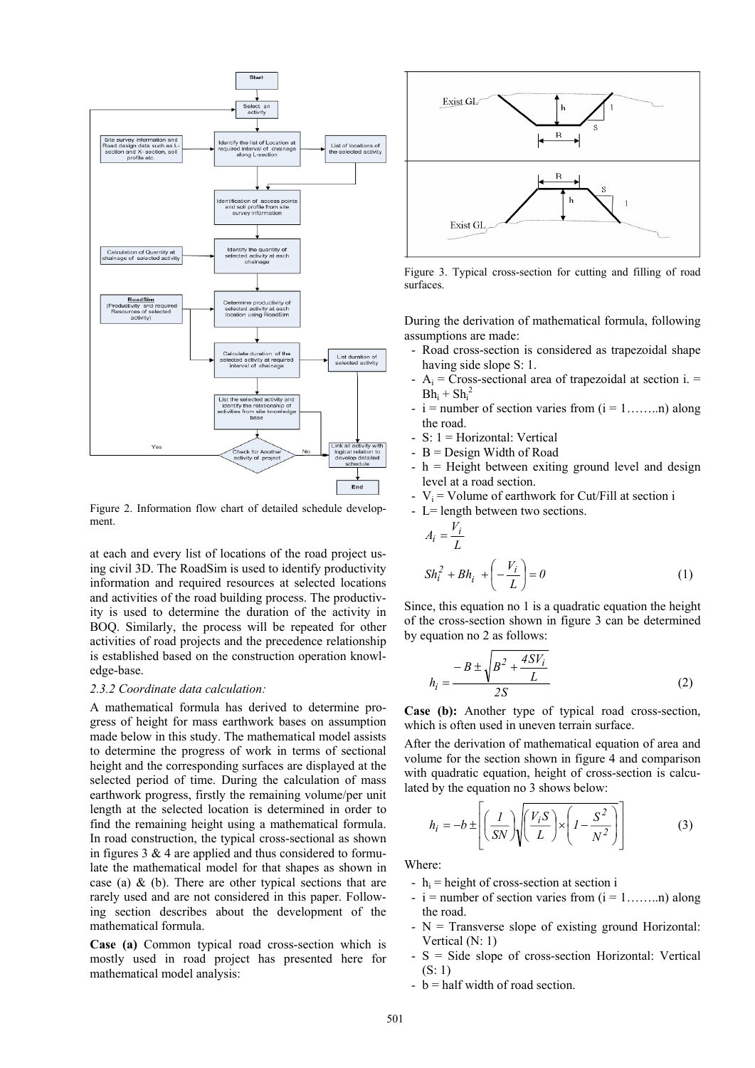Figure 2. Information flow chart of detailed schedule development.

at each and every list of locations of the road project using civil 3D. The RoadSim is used to identify productivity information and required resources at selected locations and activities of the road building process. The productivity is used to determine the duration of the activity in BOQ. Similarly, the process will be repeated for other activities of road projects and the precedence relationship is established based on the construction operation knowledge-base.

*2.3.2 Coordinate data calculation:*

A mathematical formula has derived to determine progress of height for mass earthwork bases on assumption made below in this study. The mathematical model assists to determine the progress of work in terms of sectional height and the corresponding surfaces are displayed at the selected period of time. During the calculation of mass earthwork progress, firstly the remaining volume/per unit length at the selected location is determined in order to find the remaining height using a mathematical formula. In road construction, the typical cross-sectional as shown in figures 3 & 4 are applied and thus considered to formulate the mathematical model for that shapes as shown in case (a) & (b). There are other typical sections that are rarely used and are not considered in this paper. Following section describes about the development of the mathematical formula.

**Case (a)** Common typical road cross-section which is mostly used in road project has presented here for mathematical model analysis:

Figure 3. Typical cross-section for cutting and filling of road surfaces.

During the derivation of mathematical formula, following assumptions are made:

- Road cross-section is considered as trapezoidal shape having side slope S: 1.
- $A_i$ = Cross-sectional area of trapezoidal at section i. = $Bh_i + Sh_i^2$
- i = number of section varies from (i = 1……..n) along the road.
- S: 1 = Horizontal: Vertical
- B = Design Width of Road
- h = Height between exiting ground level and design level at a road section.
- $V_i$ = Volume of earthwork for Cut/Fill at section i
- L= length between two sections.

$$A_i = \frac{V_i}{L}$$

$$Sh_i^2 + Bh_i + \left(-\frac{V_i}{L}\right) = 0 \tag{1}$$

Since, this equation no 1 is a quadratic equation the height of the cross-section shown in figure 3 can be determined by equation no 2 as follows:

$$h_i = \frac{-B \pm \sqrt{B^2 + \frac{4SV_i}{L}}}{2S} \tag{2}$$

**Case (b):** Another type of typical road cross-section, which is often used in uneven terrain surface.

After the derivation of mathematical equation of area and volume for the section shown in figure 4 and comparison with quadratic equation, height of cross-section is calculated by the equation no 3 shows below:

$$h_i = -b \pm \left[\left(\frac{1}{SN}\right)\sqrt{\left(\frac{V_i S}{L}\right) \times \left(1 - \frac{S^2}{N^2}\right)}\right] \tag{3}$$

Where:

- $h_i$ = height of cross-section at section i
- i = number of section varies from (i = 1……..n) along the road.
- N = Transverse slope of existing ground Horizontal: Vertical (N: 1)
- S = Side slope of cross-section Horizontal: Vertical (S: 1)
- b = half width of road section.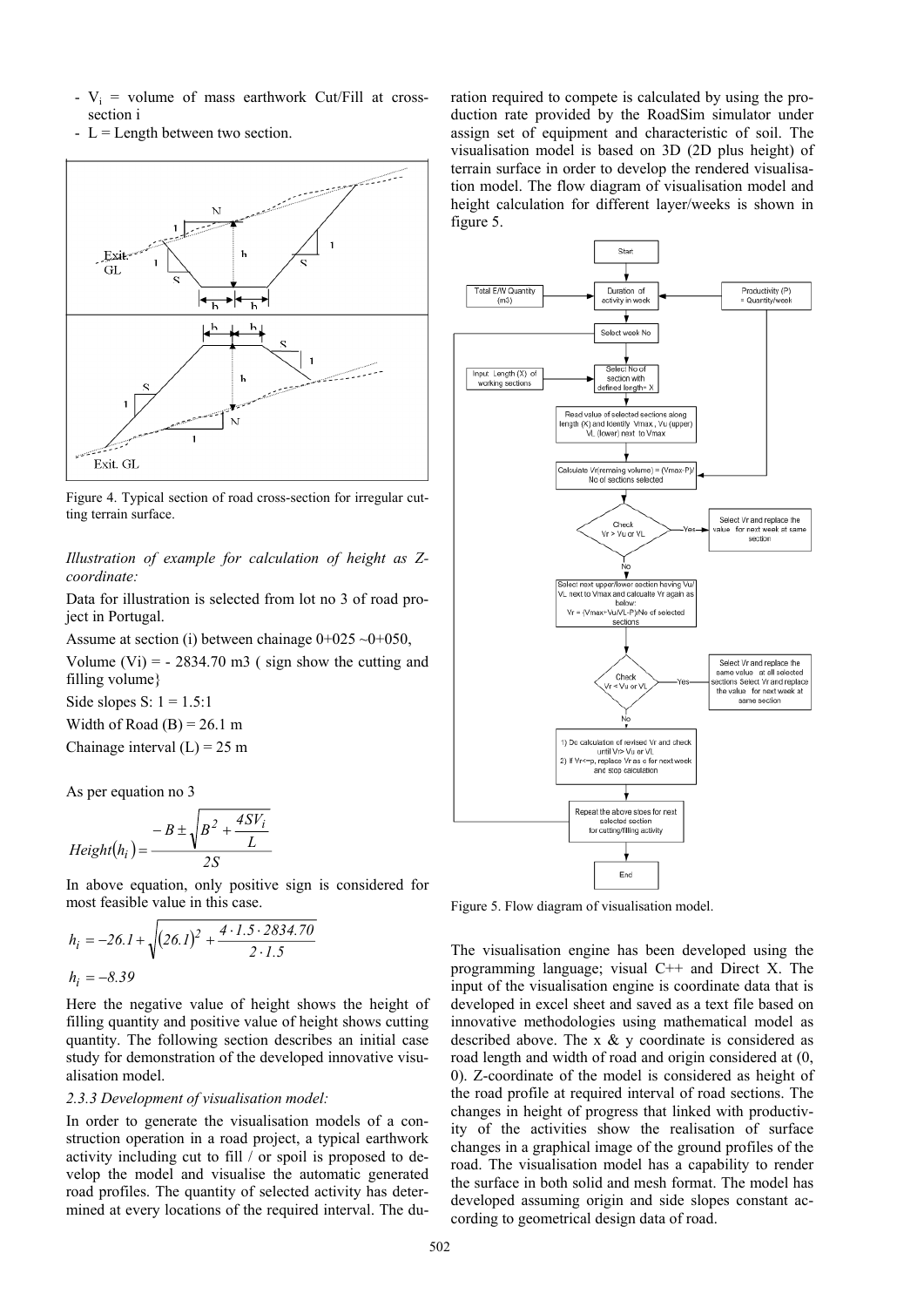- $V_i$ = volume of mass earthwork Cut/Fill at cross-section i
- L = Length between two section.

Figure 4. Typical section of road cross-section for irregular cutting terrain surface.

*Illustration of example for calculation of height as Z-coordinate:*

Data for illustration is selected from lot no 3 of road project in Portugal.

Assume at section (i) between chainage 0+025 ~0+050,

Volume (Vi) = - 2834.70 m3 ( sign show the cutting and filling volume}

Side slopes S: 1 = 1.5:1

Width of Road (B) = 26.1 m

Chainage interval (L) = 25 m

As per equation no 3

$$Height(h_i) = \frac{-B \pm \sqrt{B^2 + \frac{4SV_i}{L}}}{2S}$$

In above equation, only positive sign is considered for most feasible value in this case.

$$h_i = -26.1 + \sqrt{(26.1)^2 + \frac{4 \cdot 1.5 \cdot 2834.70}{2 \cdot 1.5}}$$

$$h_i = -8.39$$

Here the negative value of height shows the height of filling quantity and positive value of height shows cutting quantity. The following section describes an initial case study for demonstration of the developed innovative visualisation model.

### *2.3.3 Development of visualisation model:*

In order to generate the visualisation models of a construction operation in a road project, a typical earthwork activity including cut to fill / or spoil is proposed to develop the model and visualise the automatic generated road profiles. The quantity of selected activity has determined at every locations of the required interval. The duration required to compete is calculated by using the production rate provided by the RoadSim simulator under assign set of equipment and characteristic of soil. The visualisation model is based on 3D (2D plus height) of terrain surface in order to develop the rendered visualisation model. The flow diagram of visualisation model and height calculation for different layer/weeks is shown in figure 5.

Figure 5. Flow diagram of visualisation model.

The visualisation engine has been developed using the programming language; visual C++ and Direct X. The input of the visualisation engine is coordinate data that is developed in excel sheet and saved as a text file based on innovative methodologies using mathematical model as described above. The x & y coordinate is considered as road length and width of road and origin considered at (0, 0). Z-coordinate of the model is considered as height of the road profile at required interval of road sections. The changes in height of progress that linked with productivity of the activities show the realisation of surface changes in a graphical image of the ground profiles of the road. The visualisation model has a capability to render the surface in both solid and mesh format. The model has developed assuming origin and side slopes constant according to geometrical design data of road.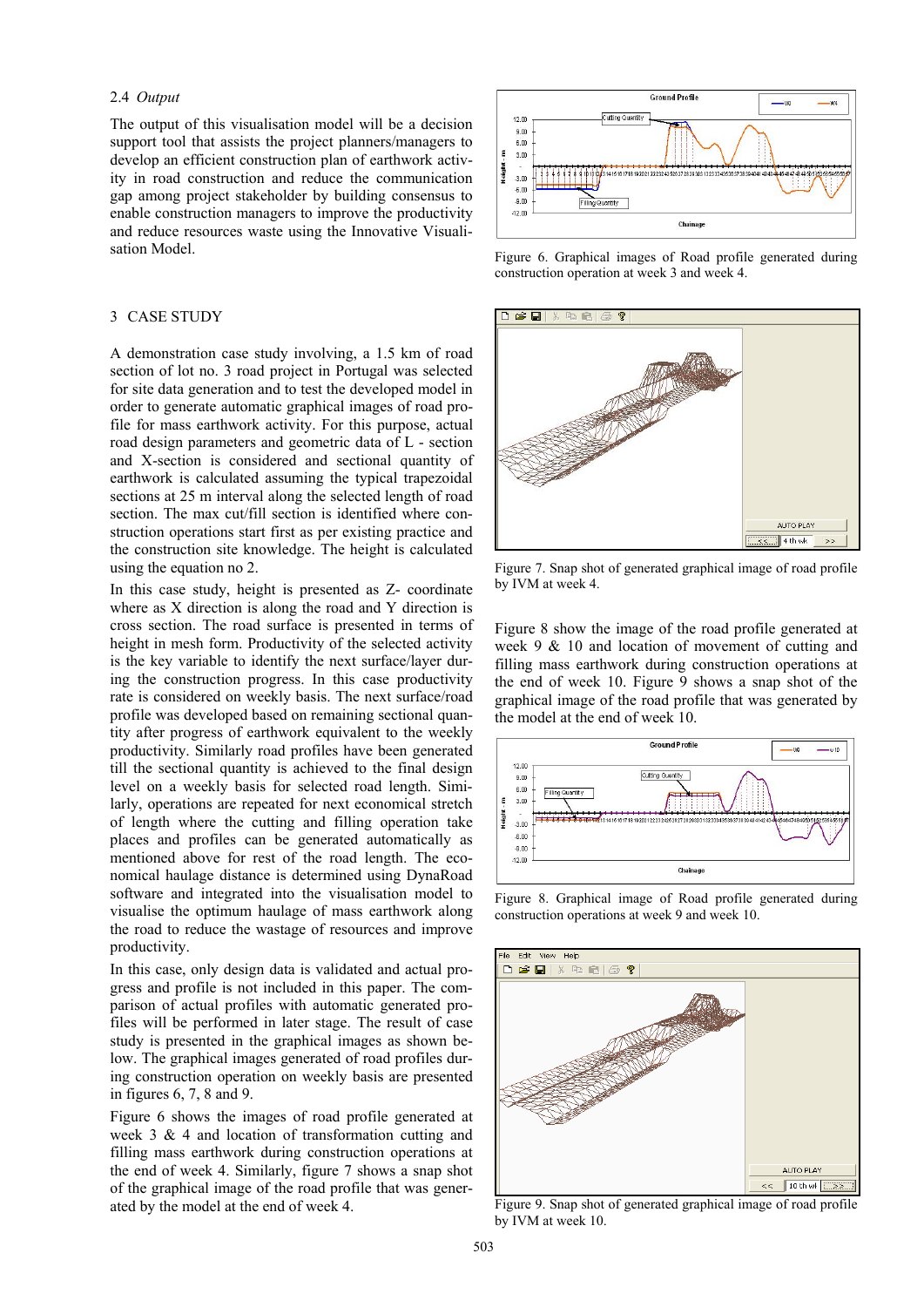### 2.4 *Output*

The output of this visualisation model will be a decision support tool that assists the project planners/managers to develop an efficient construction plan of earthwork activity in road construction and reduce the communication gap among project stakeholder by building consensus to enable construction managers to improve the productivity and reduce resources waste using the Innovative Visualisation Model.

## 3 CASE STUDY

A demonstration case study involving, a 1.5 km of road section of lot no. 3 road project in Portugal was selected for site data generation and to test the developed model in order to generate automatic graphical images of road profile for mass earthwork activity. For this purpose, actual road design parameters and geometric data of L - section and X-section is considered and sectional quantity of earthwork is calculated assuming the typical trapezoidal sections at 25 m interval along the selected length of road section. The max cut/fill section is identified where construction operations start first as per existing practice and the construction site knowledge. The height is calculated using the equation no 2.

In this case study, height is presented as Z- coordinate where as X direction is along the road and Y direction is cross section. The road surface is presented in terms of height in mesh form. Productivity of the selected activity is the key variable to identify the next surface/layer during the construction progress. In this case productivity rate is considered on weekly basis. The next surface/road profile was developed based on remaining sectional quantity after progress of earthwork equivalent to the weekly productivity. Similarly road profiles have been generated till the sectional quantity is achieved to the final design level on a weekly basis for selected road length. Similarly, operations are repeated for next economical stretch of length where the cutting and filling operation take places and profiles can be generated automatically as mentioned above for rest of the road length. The economical haulage distance is determined using DynaRoad software and integrated into the visualisation model to visualise the optimum haulage of mass earthwork along the road to reduce the wastage of resources and improve productivity.

In this case, only design data is validated and actual progress and profile is not included in this paper. The comparison of actual profiles with automatic generated profiles will be performed in later stage. The result of case study is presented in the graphical images as shown below. The graphical images generated of road profiles during construction operation on weekly basis are presented in figures 6, 7, 8 and 9.

Figure 6 shows the images of road profile generated at week 3 & 4 and location of transformation cutting and filling mass earthwork during construction operations at the end of week 4. Similarly, figure 7 shows a snap shot of the graphical image of the road profile that was generated by the model at the end of week 4.

Figure 6. Graphical images of Road profile generated during construction operation at week 3 and week 4.

Figure 7. Snap shot of generated graphical image of road profile by IVM at week 4.

Figure 8 show the image of the road profile generated at week 9 & 10 and location of movement of cutting and filling mass earthwork during construction operations at the end of week 10. Figure 9 shows a snap shot of the graphical image of the road profile that was generated by the model at the end of week 10.

Figure 8. Graphical image of Road profile generated during construction operations at week 9 and week 10.

Figure 9. Snap shot of generated graphical image of road profile by IVM at week 10.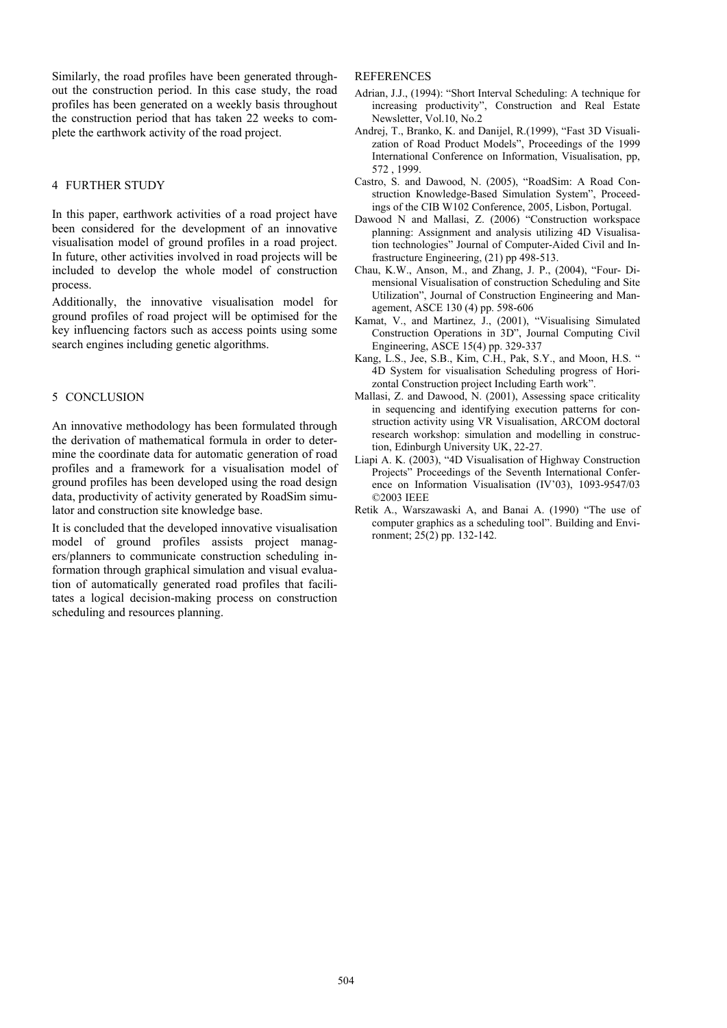Similarly, the road profiles have been generated throughout the construction period. In this case study, the road profiles has been generated on a weekly basis throughout the construction period that has taken 22 weeks to complete the earthwork activity of the road project.

## 4 FURTHER STUDY

In this paper, earthwork activities of a road project have been considered for the development of an innovative visualisation model of ground profiles in a road project. In future, other activities involved in road projects will be included to develop the whole model of construction process.

Additionally, the innovative visualisation model for ground profiles of road project will be optimised for the key influencing factors such as access points using some search engines including genetic algorithms.

## 5 CONCLUSION

An innovative methodology has been formulated through the derivation of mathematical formula in order to determine the coordinate data for automatic generation of road profiles and a framework for a visualisation model of ground profiles has been developed using the road design data, productivity of activity generated by RoadSim simulator and construction site knowledge base.

It is concluded that the developed innovative visualisation model of ground profiles assists project managers/planners to communicate construction scheduling information through graphical simulation and visual evaluation of automatically generated road profiles that facilitates a logical decision-making process on construction scheduling and resources planning.

## REFERENCES

Adrian, J.J., (1994): "Short Interval Scheduling: A technique for increasing productivity", Construction and Real Estate Newsletter, Vol.10, No.2

Andrej, T., Branko, K. and Danijel, R.(1999), "Fast 3D Visualization of Road Product Models", Proceedings of the 1999 International Conference on Information, Visualisation, pp, 572 , 1999.

Castro, S. and Dawood, N. (2005), "RoadSim: A Road Construction Knowledge-Based Simulation System", Proceedings of the CIB W102 Conference, 2005, Lisbon, Portugal.

Dawood N and Mallasi, Z. (2006) "Construction workspace planning: Assignment and analysis utilizing 4D Visualisation technologies" Journal of Computer-Aided Civil and Infrastructure Engineering, (21) pp 498-513.

Chau, K.W., Anson, M., and Zhang, J. P., (2004), "Four- Dimensional Visualisation of construction Scheduling and Site Utilization", Journal of Construction Engineering and Management, ASCE 130 (4) pp. 598-606

Kamat, V., and Martinez, J., (2001), "Visualising Simulated Construction Operations in 3D", Journal Computing Civil Engineering, ASCE 15(4) pp. 329-337

Kang, L.S., Jee, S.B., Kim, C.H., Pak, S.Y., and Moon, H.S. " 4D System for visualisation Scheduling progress of Horizontal Construction project Including Earth work".

Mallasi, Z. and Dawood, N. (2001), Assessing space criticality in sequencing and identifying execution patterns for construction activity using VR Visualisation, ARCOM doctoral research workshop: simulation and modelling in construction, Edinburgh University UK, 22-27.

Liapi A. K. (2003), "4D Visualisation of Highway Construction Projects" Proceedings of the Seventh International Conference on Information Visualisation (IV'03), 1093-9547/03 ©2003 IEEE

Retik A., Warszawaski A, and Banai A. (1990) "The use of computer graphics as a scheduling tool". Building and Environment; 25(2) pp. 132-142.